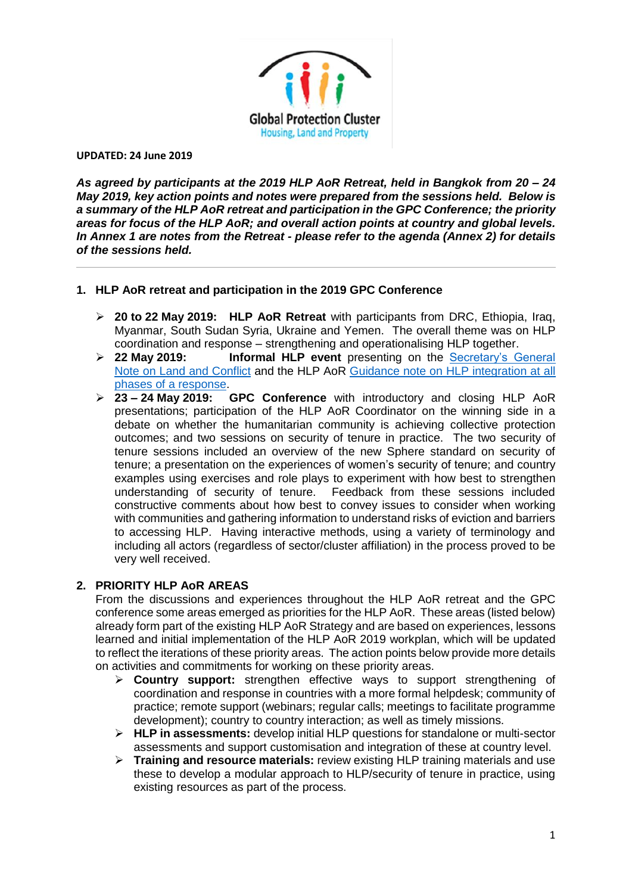Global Protection Cluster
Housing, Land and Property

**UPDATED: 24 June 2019**

***As agreed by participants at the 2019 HLP AoR Retreat, held in Bangkok from 20 – 24 May 2019, key action points and notes were prepared from the sessions held. Below is a summary of the HLP AoR retreat and participation in the GPC Conference; the priority areas for focus of the HLP AoR; and overall action points at country and global levels. In Annex 1 are notes from the Retreat - please refer to the agenda (Annex 2) for details of the sessions held.***

---

## 1. HLP AoR retreat and participation in the 2019 GPC Conference

- **20 to 22 May 2019: HLP AoR Retreat** with participants from DRC, Ethiopia, Iraq, Myanmar, South Sudan Syria, Ukraine and Yemen. The overall theme was on HLP coordination and response – strengthening and operationalising HLP together.
- **22 May 2019: Informal HLP event** presenting on the Secretary's General Note on Land and Conflict and the HLP AoR Guidance note on HLP integration at all phases of a response.
- **23 – 24 May 2019: GPC Conference** with introductory and closing HLP AoR presentations; participation of the HLP AoR Coordinator on the winning side in a debate on whether the humanitarian community is achieving collective protection outcomes; and two sessions on security of tenure in practice. The two security of tenure sessions included an overview of the new Sphere standard on security of tenure; a presentation on the experiences of women's security of tenure; and country examples using exercises and role plays to experiment with how best to strengthen understanding of security of tenure. Feedback from these sessions included constructive comments about how best to convey issues to consider when working with communities and gathering information to understand risks of eviction and barriers to accessing HLP. Having interactive methods, using a variety of terminology and including all actors (regardless of sector/cluster affiliation) in the process proved to be very well received.

## 2. PRIORITY HLP AoR AREAS

From the discussions and experiences throughout the HLP AoR retreat and the GPC conference some areas emerged as priorities for the HLP AoR. These areas (listed below) already form part of the existing HLP AoR Strategy and are based on experiences, lessons learned and initial implementation of the HLP AoR 2019 workplan, which will be updated to reflect the iterations of these priority areas. The action points below provide more details on activities and commitments for working on these priority areas.

- **Country support:** strengthen effective ways to support strengthening of coordination and response in countries with a more formal helpdesk; community of practice; remote support (webinars; regular calls; meetings to facilitate programme development); country to country interaction; as well as timely missions.
- **HLP in assessments:** develop initial HLP questions for standalone or multi-sector assessments and support customisation and integration of these at country level.
- **Training and resource materials:** review existing HLP training materials and use these to develop a modular approach to HLP/security of tenure in practice, using existing resources as part of the process.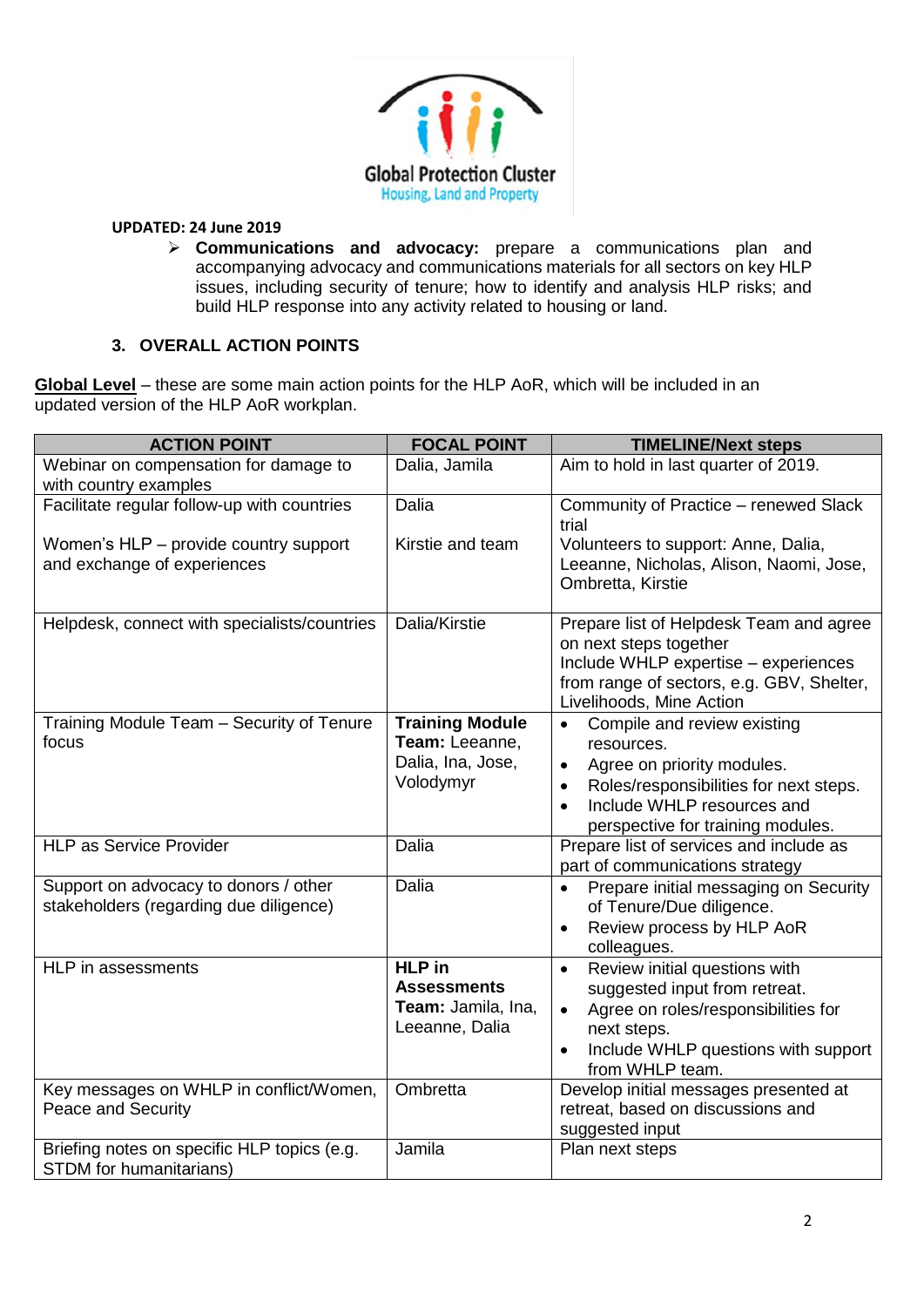**UPDATED: 24 June 2019**

- **Communications and advocacy:** prepare a communications plan and accompanying advocacy and communications materials for all sectors on key HLP issues, including security of tenure; how to identify and analysis HLP risks; and build HLP response into any activity related to housing or land.

### 3. OVERALL ACTION POINTS

**Global Level** – these are some main action points for the HLP AoR, which will be included in an updated version of the HLP AoR workplan.

| ACTION POINT | FOCAL POINT | TIMELINE/Next steps |
|---|---|---|
| Webinar on compensation for damage to with country examples | Dalia, Jamila | Aim to hold in last quarter of 2019. |
| Facilitate regular follow-up with countries<br><br>Women's HLP – provide country support and exchange of experiences | Dalia<br><br>Kirstie and team | Community of Practice – renewed Slack trial<br>Volunteers to support: Anne, Dalia, Leeanne, Nicholas, Alison, Naomi, Jose, Ombretta, Kirstie |
| Helpdesk, connect with specialists/countries | Dalia/Kirstie | Prepare list of Helpdesk Team and agree on next steps together<br>Include WHLP expertise – experiences from range of sectors, e.g. GBV, Shelter, Livelihoods, Mine Action |
| Training Module Team – Security of Tenure focus | **Training Module Team:** Leeanne, Dalia, Ina, Jose, Volodymyr | • Compile and review existing resources.<br>• Agree on priority modules.<br>• Roles/responsibilities for next steps.<br>• Include WHLP resources and perspective for training modules. |
| HLP as Service Provider | Dalia | Prepare list of services and include as part of communications strategy |
| Support on advocacy to donors / other stakeholders (regarding due diligence) | Dalia | • Prepare initial messaging on Security of Tenure/Due diligence.<br>• Review process by HLP AoR colleagues. |
| HLP in assessments | **HLP in Assessments Team:** Jamila, Ina, Leeanne, Dalia | • Review initial questions with suggested input from retreat.<br>• Agree on roles/responsibilities for next steps.<br>• Include WHLP questions with support from WHLP team. |
| Key messages on WHLP in conflict/Women, Peace and Security | Ombretta | Develop initial messages presented at retreat, based on discussions and suggested input |
| Briefing notes on specific HLP topics (e.g. STDM for humanitarians) | Jamila | Plan next steps |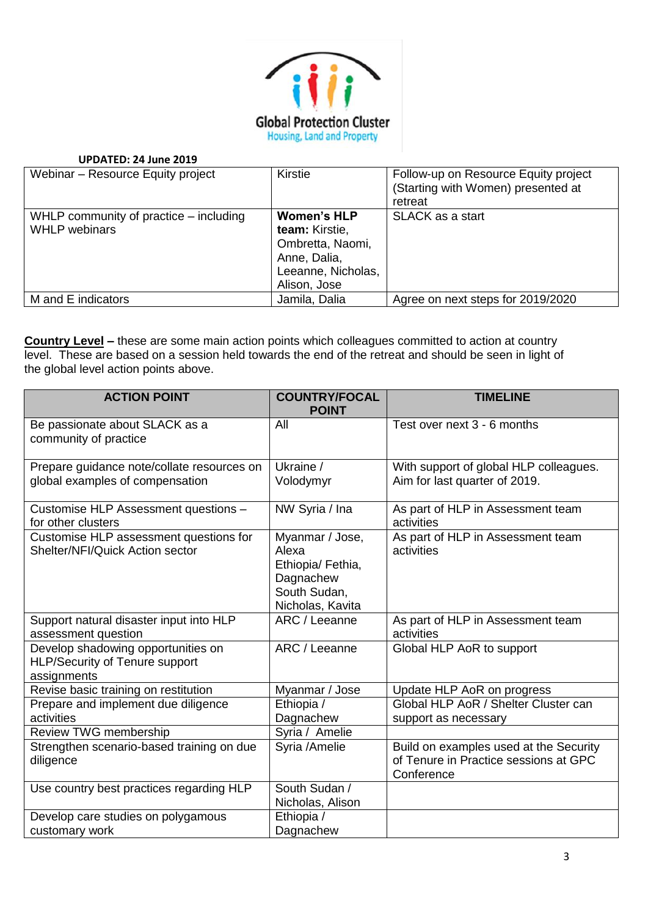Global Protection Cluster
Housing, Land and Property

**UPDATED: 24 June 2019**

| | | |
|---|---|---|
| Webinar – Resource Equity project | Kirstie | Follow-up on Resource Equity project (Starting with Women) presented at retreat |
| WHLP community of practice – including WHLP webinars | **Women's HLP team:** Kirstie, Ombretta, Naomi, Anne, Dalia, Leeanne, Nicholas, Alison, Jose | SLACK as a start |
| M and E indicators | Jamila, Dalia | Agree on next steps for 2019/2020 |

**Country Level** – these are some main action points which colleagues committed to action at country level. These are based on a session held towards the end of the retreat and should be seen in light of the global level action points above.

| ACTION POINT | COUNTRY/FOCAL POINT | TIMELINE |
|---|---|---|
| Be passionate about SLACK as a community of practice | All | Test over next 3 - 6 months |
| Prepare guidance note/collate resources on global examples of compensation | Ukraine / Volodymyr | With support of global HLP colleagues. Aim for last quarter of 2019. |
| Customise HLP Assessment questions – for other clusters | NW Syria / Ina | As part of HLP in Assessment team activities |
| Customise HLP assessment questions for Shelter/NFI/Quick Action sector | Myanmar / Jose, Alexa<br>Ethiopia/ Fethia, Dagnachew<br>South Sudan, Nicholas, Kavita | As part of HLP in Assessment team activities |
| Support natural disaster input into HLP assessment question | ARC / Leeanne | As part of HLP in Assessment team activities |
| Develop shadowing opportunities on HLP/Security of Tenure support assignments | ARC / Leeanne | Global HLP AoR to support |
| Revise basic training on restitution | Myanmar / Jose | Update HLP AoR on progress |
| Prepare and implement due diligence activities | Ethiopia / Dagnachew | Global HLP AoR / Shelter Cluster can support as necessary |
| Review TWG membership | Syria / Amelie | |
| Strengthen scenario-based training on due diligence | Syria /Amelie | Build on examples used at the Security of Tenure in Practice sessions at GPC Conference |
| Use country best practices regarding HLP | South Sudan / Nicholas, Alison | |
| Develop care studies on polygamous customary work | Ethiopia / Dagnachew | |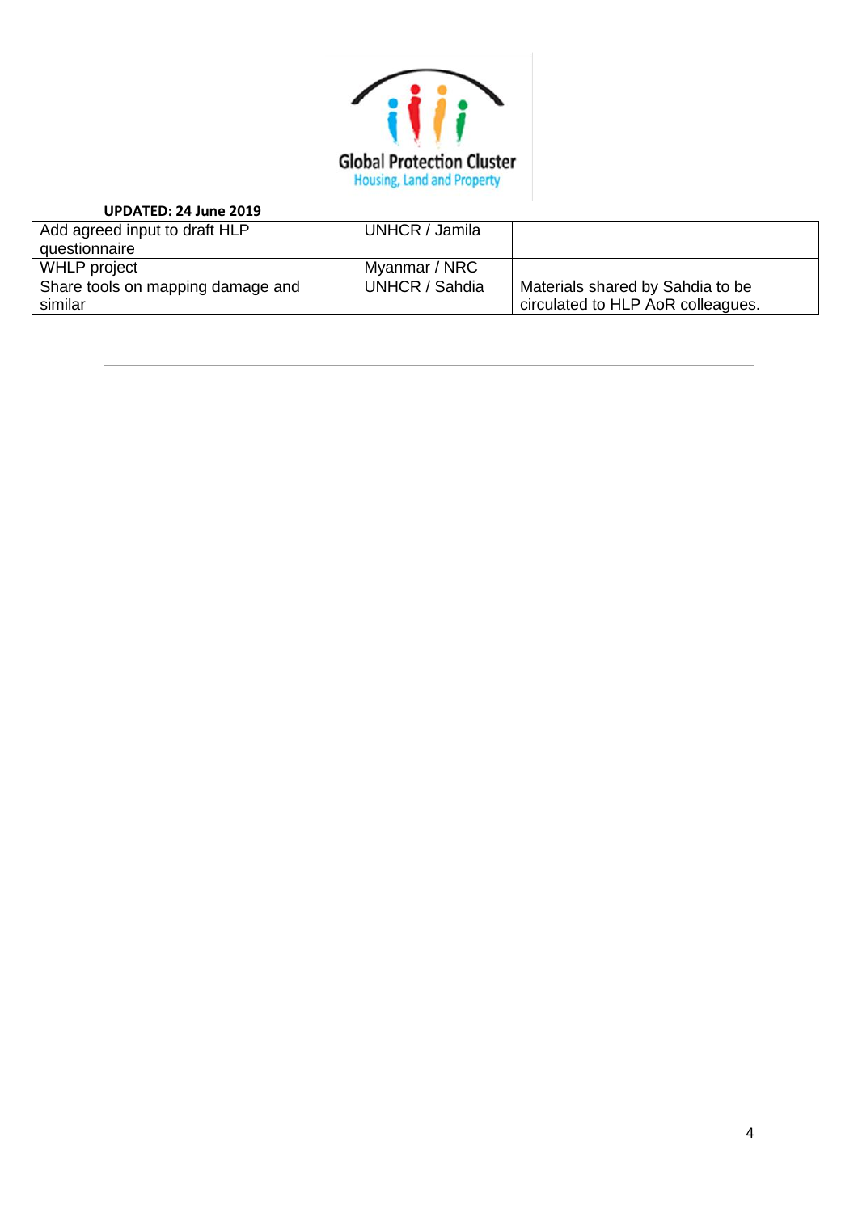Global Protection Cluster
Housing, Land and Property

**UPDATED: 24 June 2019**

| | | |
|---|---|---|
| Add agreed input to draft HLP questionnaire | UNHCR / Jamila | |
| WHLP project | Myanmar / NRC | |
| Share tools on mapping damage and similar | UNHCR / Sahdia | Materials shared by Sahdia to be circulated to HLP AoR colleagues. |

---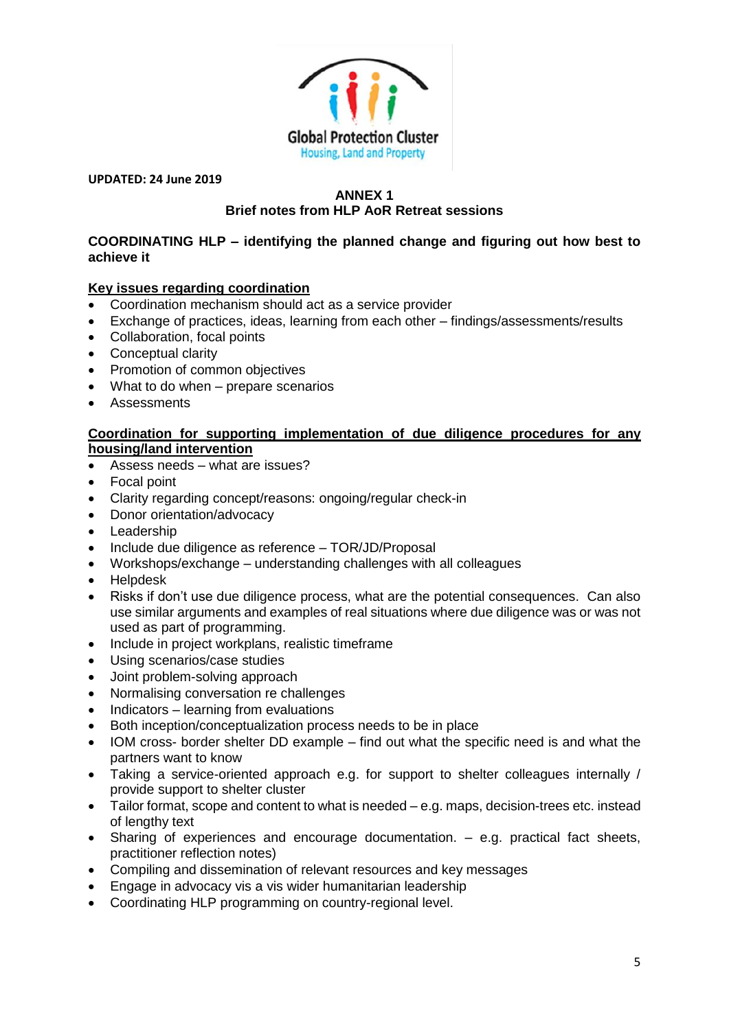Global Protection Cluster
Housing, Land and Property

**UPDATED: 24 June 2019**

## ANNEX 1
## Brief notes from HLP AoR Retreat sessions

### COORDINATING HLP – identifying the planned change and figuring out how best to achieve it

**Key issues regarding coordination**

- Coordination mechanism should act as a service provider
- Exchange of practices, ideas, learning from each other – findings/assessments/results
- Collaboration, focal points
- Conceptual clarity
- Promotion of common objectives
- What to do when – prepare scenarios
- Assessments

**Coordination for supporting implementation of due diligence procedures for any housing/land intervention**

- Assess needs – what are issues?
- Focal point
- Clarity regarding concept/reasons: ongoing/regular check-in
- Donor orientation/advocacy
- Leadership
- Include due diligence as reference – TOR/JD/Proposal
- Workshops/exchange – understanding challenges with all colleagues
- Helpdesk
- Risks if don't use due diligence process, what are the potential consequences. Can also use similar arguments and examples of real situations where due diligence was or was not used as part of programming.
- Include in project workplans, realistic timeframe
- Using scenarios/case studies
- Joint problem-solving approach
- Normalising conversation re challenges
- Indicators – learning from evaluations
- Both inception/conceptualization process needs to be in place
- IOM cross- border shelter DD example – find out what the specific need is and what the partners want to know
- Taking a service-oriented approach e.g. for support to shelter colleagues internally / provide support to shelter cluster
- Tailor format, scope and content to what is needed – e.g. maps, decision-trees etc. instead of lengthy text
- Sharing of experiences and encourage documentation. – e.g. practical fact sheets, practitioner reflection notes)
- Compiling and dissemination of relevant resources and key messages
- Engage in advocacy vis a vis wider humanitarian leadership
- Coordinating HLP programming on country-regional level.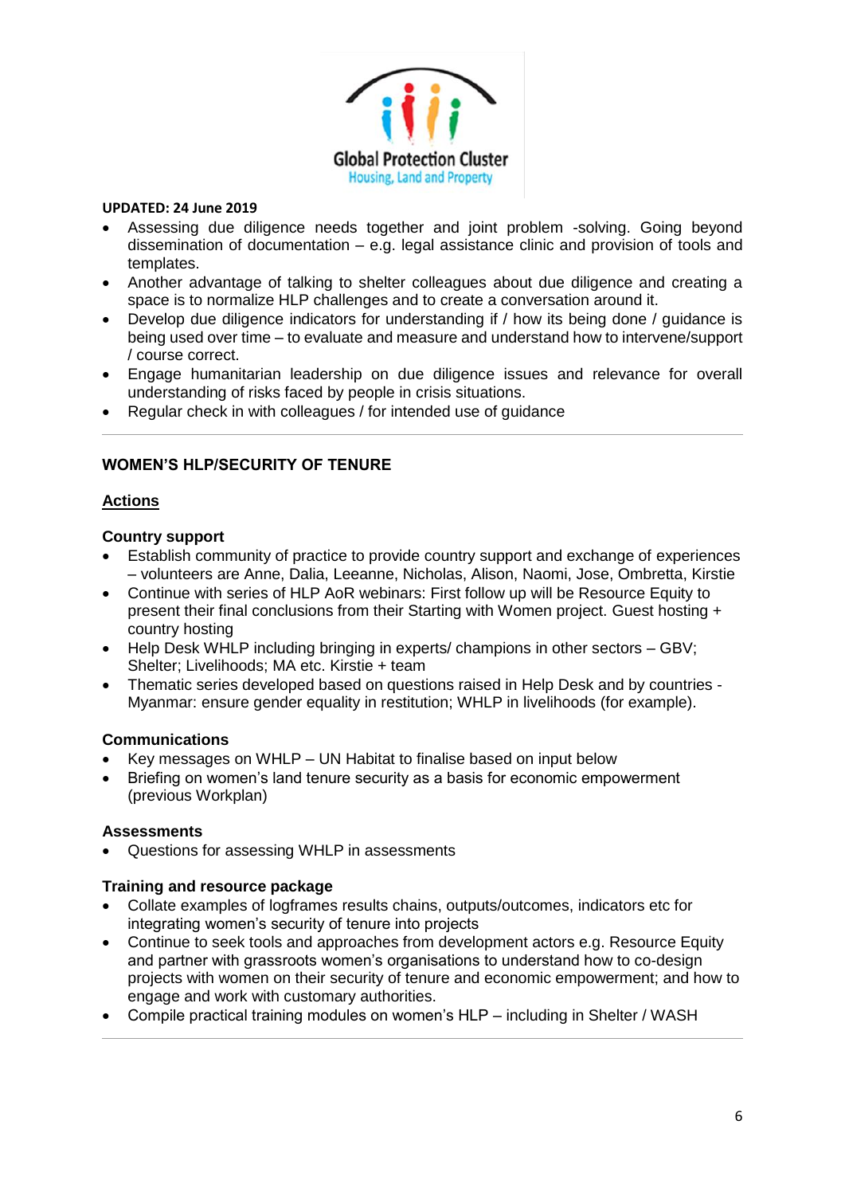**UPDATED: 24 June 2019**

- Assessing due diligence needs together and joint problem -solving. Going beyond dissemination of documentation – e.g. legal assistance clinic and provision of tools and templates.
- Another advantage of talking to shelter colleagues about due diligence and creating a space is to normalize HLP challenges and to create a conversation around it.
- Develop due diligence indicators for understanding if / how its being done / guidance is being used over time – to evaluate and measure and understand how to intervene/support / course correct.
- Engage humanitarian leadership on due diligence issues and relevance for overall understanding of risks faced by people in crisis situations.
- Regular check in with colleagues / for intended use of guidance

---

## WOMEN'S HLP/SECURITY OF TENURE

### Actions

**Country support**

- Establish community of practice to provide country support and exchange of experiences – volunteers are Anne, Dalia, Leeanne, Nicholas, Alison, Naomi, Jose, Ombretta, Kirstie
- Continue with series of HLP AoR webinars: First follow up will be Resource Equity to present their final conclusions from their Starting with Women project. Guest hosting + country hosting
- Help Desk WHLP including bringing in experts/ champions in other sectors – GBV; Shelter; Livelihoods; MA etc. Kirstie + team
- Thematic series developed based on questions raised in Help Desk and by countries - Myanmar: ensure gender equality in restitution; WHLP in livelihoods (for example).

**Communications**

- Key messages on WHLP – UN Habitat to finalise based on input below
- Briefing on women's land tenure security as a basis for economic empowerment (previous Workplan)

**Assessments**

- Questions for assessing WHLP in assessments

**Training and resource package**

- Collate examples of logframes results chains, outputs/outcomes, indicators etc for integrating women's security of tenure into projects
- Continue to seek tools and approaches from development actors e.g. Resource Equity and partner with grassroots women's organisations to understand how to co-design projects with women on their security of tenure and economic empowerment; and how to engage and work with customary authorities.
- Compile practical training modules on women's HLP – including in Shelter / WASH

---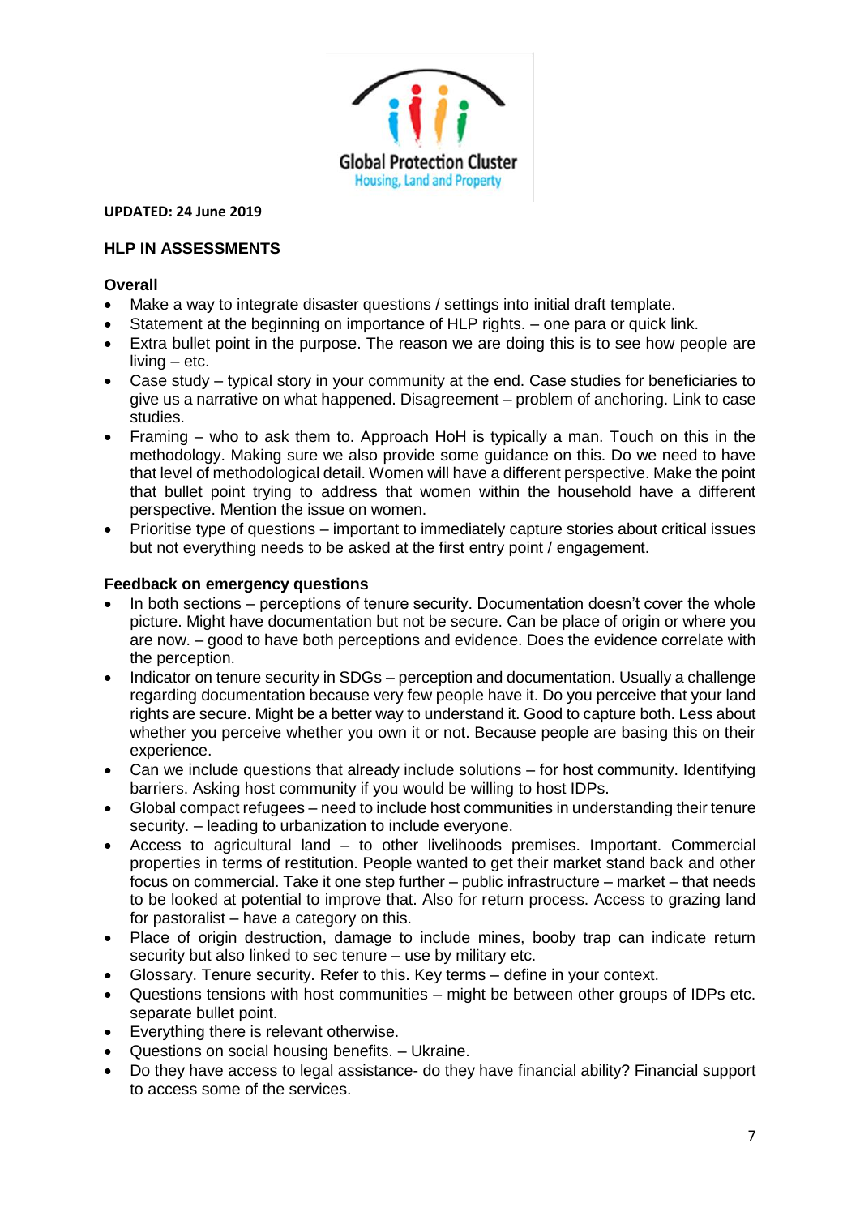Global Protection Cluster
Housing, Land and Property

**UPDATED: 24 June 2019**

## HLP IN ASSESSMENTS

### Overall

- Make a way to integrate disaster questions / settings into initial draft template.
- Statement at the beginning on importance of HLP rights. – one para or quick link.
- Extra bullet point in the purpose. The reason we are doing this is to see how people are living – etc.
- Case study – typical story in your community at the end. Case studies for beneficiaries to give us a narrative on what happened. Disagreement – problem of anchoring. Link to case studies.
- Framing – who to ask them to. Approach HoH is typically a man. Touch on this in the methodology. Making sure we also provide some guidance on this. Do we need to have that level of methodological detail. Women will have a different perspective. Make the point that bullet point trying to address that women within the household have a different perspective. Mention the issue on women.
- Prioritise type of questions – important to immediately capture stories about critical issues but not everything needs to be asked at the first entry point / engagement.

### Feedback on emergency questions

- In both sections – perceptions of tenure security. Documentation doesn't cover the whole picture. Might have documentation but not be secure. Can be place of origin or where you are now. – good to have both perceptions and evidence. Does the evidence correlate with the perception.
- Indicator on tenure security in SDGs – perception and documentation. Usually a challenge regarding documentation because very few people have it. Do you perceive that your land rights are secure. Might be a better way to understand it. Good to capture both. Less about whether you perceive whether you own it or not. Because people are basing this on their experience.
- Can we include questions that already include solutions – for host community. Identifying barriers. Asking host community if you would be willing to host IDPs.
- Global compact refugees – need to include host communities in understanding their tenure security. – leading to urbanization to include everyone.
- Access to agricultural land – to other livelihoods premises. Important. Commercial properties in terms of restitution. People wanted to get their market stand back and other focus on commercial. Take it one step further – public infrastructure – market – that needs to be looked at potential to improve that. Also for return process. Access to grazing land for pastoralist – have a category on this.
- Place of origin destruction, damage to include mines, booby trap can indicate return security but also linked to sec tenure – use by military etc.
- Glossary. Tenure security. Refer to this. Key terms – define in your context.
- Questions tensions with host communities – might be between other groups of IDPs etc. separate bullet point.
- Everything there is relevant otherwise.
- Questions on social housing benefits. – Ukraine.
- Do they have access to legal assistance- do they have financial ability? Financial support to access some of the services.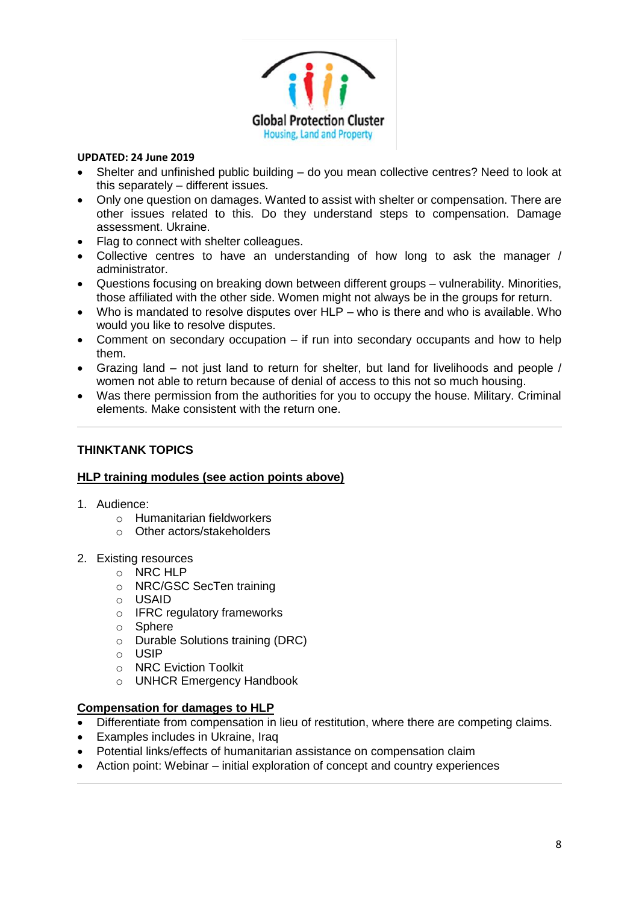**UPDATED: 24 June 2019**

- Shelter and unfinished public building – do you mean collective centres? Need to look at this separately – different issues.
- Only one question on damages. Wanted to assist with shelter or compensation. There are other issues related to this. Do they understand steps to compensation. Damage assessment. Ukraine.
- Flag to connect with shelter colleagues.
- Collective centres to have an understanding of how long to ask the manager / administrator.
- Questions focusing on breaking down between different groups – vulnerability. Minorities, those affiliated with the other side. Women might not always be in the groups for return.
- Who is mandated to resolve disputes over HLP – who is there and who is available. Who would you like to resolve disputes.
- Comment on secondary occupation – if run into secondary occupants and how to help them.
- Grazing land – not just land to return for shelter, but land for livelihoods and people / women not able to return because of denial of access to this not so much housing.
- Was there permission from the authorities for you to occupy the house. Military. Criminal elements. Make consistent with the return one.

---

**THINKTANK TOPICS**

**HLP training modules (see action points above)**

1. Audience:
   - Humanitarian fieldworkers
   - Other actors/stakeholders

2. Existing resources
   - NRC HLP
   - NRC/GSC SecTen training
   - USAID
   - IFRC regulatory frameworks
   - Sphere
   - Durable Solutions training (DRC)
   - USIP
   - NRC Eviction Toolkit
   - UNHCR Emergency Handbook

**Compensation for damages to HLP**

- Differentiate from compensation in lieu of restitution, where there are competing claims.
- Examples includes in Ukraine, Iraq
- Potential links/effects of humanitarian assistance on compensation claim
- Action point: Webinar – initial exploration of concept and country experiences

---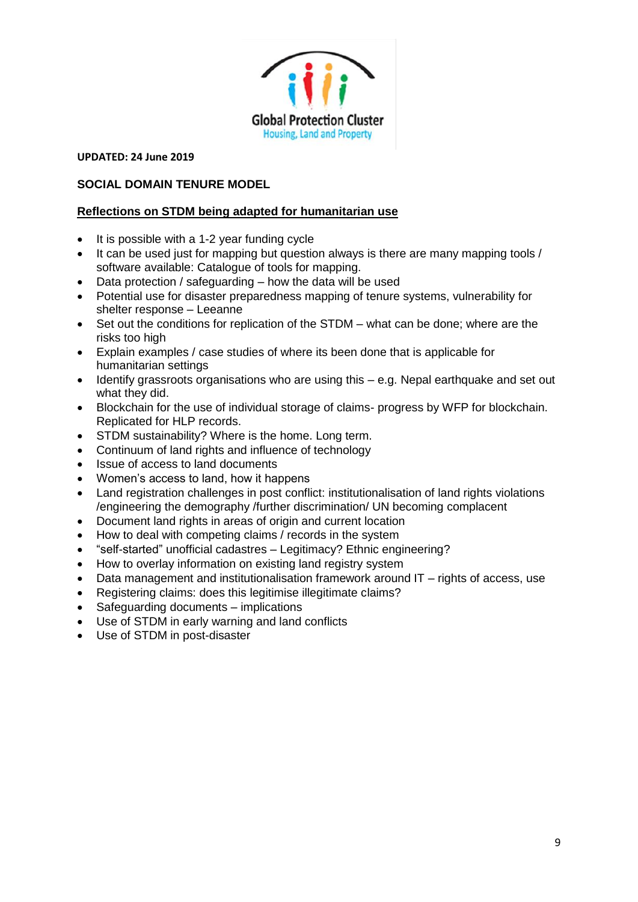Global Protection Cluster
Housing, Land and Property

**UPDATED: 24 June 2019**

## SOCIAL DOMAIN TENURE MODEL

### Reflections on STDM being adapted for humanitarian use

- It is possible with a 1-2 year funding cycle
- It can be used just for mapping but question always is there are many mapping tools / software available: Catalogue of tools for mapping.
- Data protection / safeguarding – how the data will be used
- Potential use for disaster preparedness mapping of tenure systems, vulnerability for shelter response – Leeanne
- Set out the conditions for replication of the STDM – what can be done; where are the risks too high
- Explain examples / case studies of where its been done that is applicable for humanitarian settings
- Identify grassroots organisations who are using this – e.g. Nepal earthquake and set out what they did.
- Blockchain for the use of individual storage of claims- progress by WFP for blockchain. Replicated for HLP records.
- STDM sustainability? Where is the home. Long term.
- Continuum of land rights and influence of technology
- Issue of access to land documents
- Women's access to land, how it happens
- Land registration challenges in post conflict: institutionalisation of land rights violations /engineering the demography /further discrimination/ UN becoming complacent
- Document land rights in areas of origin and current location
- How to deal with competing claims / records in the system
- "self-started" unofficial cadastres – Legitimacy? Ethnic engineering?
- How to overlay information on existing land registry system
- Data management and institutionalisation framework around IT – rights of access, use
- Registering claims: does this legitimise illegitimate claims?
- Safeguarding documents – implications
- Use of STDM in early warning and land conflicts
- Use of STDM in post-disaster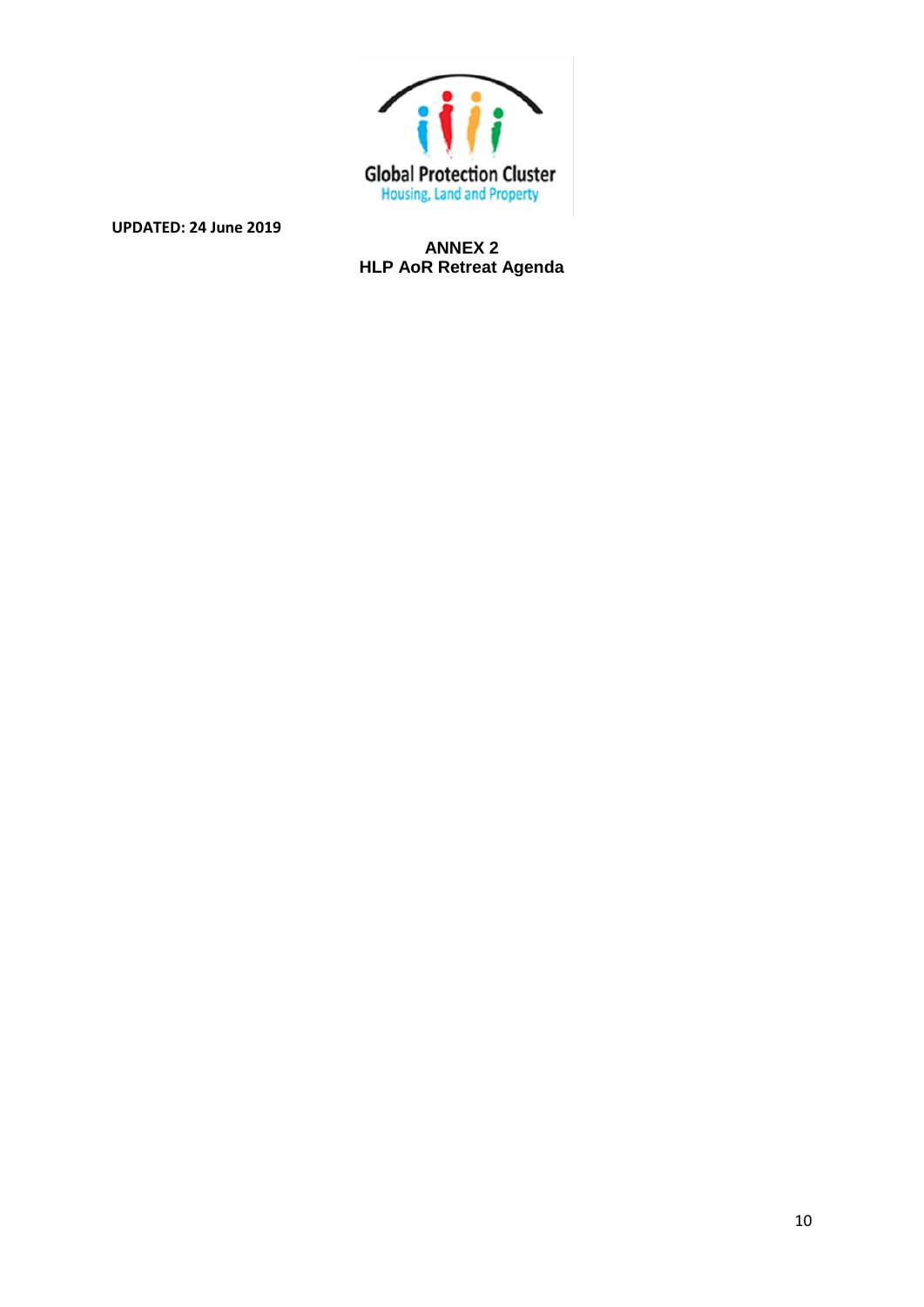Global Protection Cluster
Housing, Land and Property

**UPDATED: 24 June 2019**

**ANNEX 2**
**HLP AoR Retreat Agenda**